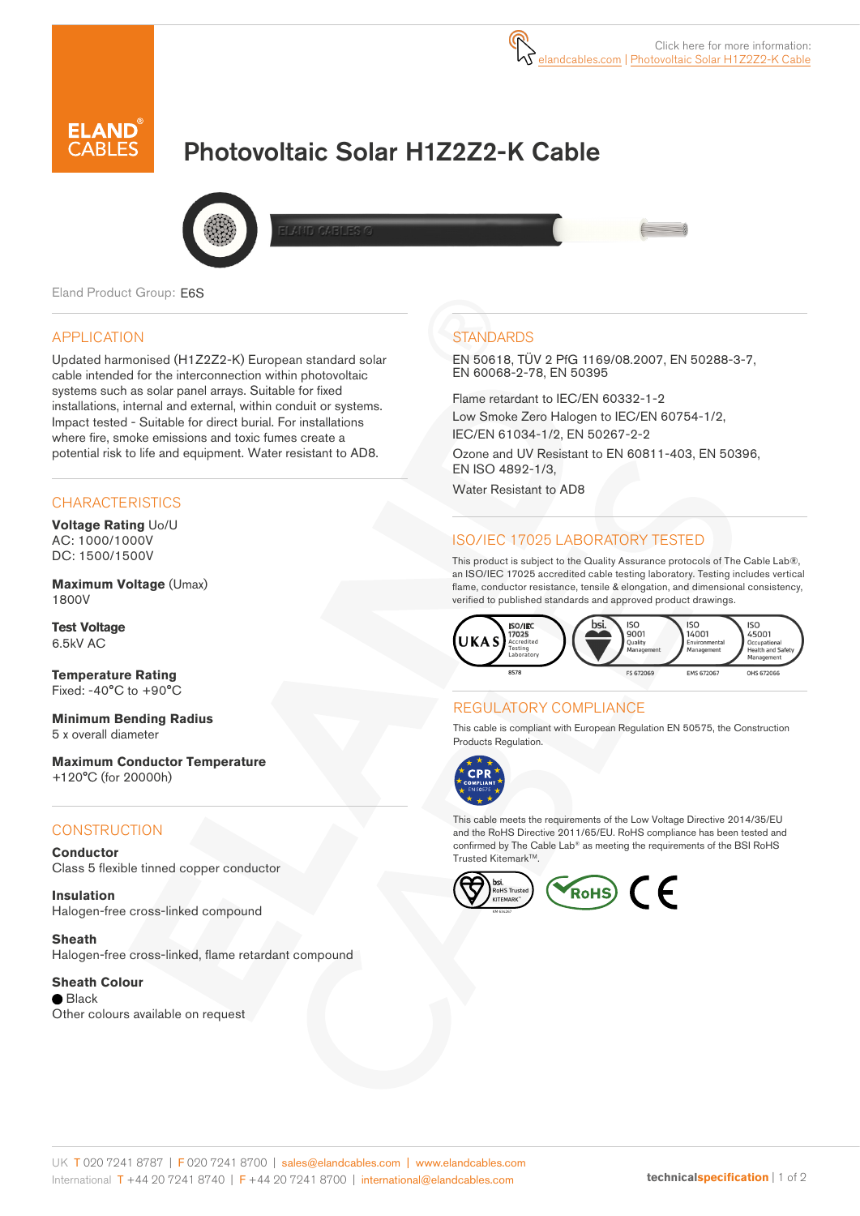Click here for more information: elandcables.com | Photovoltaic Solar H1Z2Z2-K Cable

# Photovoltaic Solar H1Z2Z2-K Cable

Eland Product Group: E6S

## APPLICATION

Updated harmonised (H1Z2Z2-K) European standard solar cable intended for the interconnection within photovoltaic systems such as solar panel arrays. Suitable for fixed installations, internal and external, within conduit or systems. Impact tested - Suitable for direct burial. For installations where fire, smoke emissions and toxic fumes create a potential risk to life and equipment. Water resistant to AD8.

## CHARACTERISTICS

**Voltage Rating** Uo/U
AC: 1000/1000V
DC: 1500/1500V

**Maximum Voltage** (Umax)
1800V

**Test Voltage**
6.5kV AC

**Temperature Rating**
Fixed: -40°C to +90°C

**Minimum Bending Radius**
5 x overall diameter

**Maximum Conductor Temperature**
+120°C (for 20000h)

## CONSTRUCTION

**Conductor**
Class 5 flexible tinned copper conductor

**Insulation**
Halogen-free cross-linked compound

**Sheath**
Halogen-free cross-linked, flame retardant compound

**Sheath Colour**
● Black
Other colours available on request

## STANDARDS

EN 50618, TÜV 2 PfG 1169/08.2007, EN 50288-3-7, EN 60068-2-78, EN 50395

Flame retardant to IEC/EN 60332-1-2

Low Smoke Zero Halogen to IEC/EN 60754-1/2, IEC/EN 61034-1/2, EN 50267-2-2

Ozone and UV Resistant to EN 60811-403, EN 50396, EN ISO 4892-1/3,

Water Resistant to AD8

## ISO/IEC 17025 LABORATORY TESTED

This product is subject to the Quality Assurance protocols of The Cable Lab®, an ISO/IEC 17025 accredited cable testing laboratory. Testing includes vertical flame, conductor resistance, tensile & elongation, and dimensional consistency, verified to published standards and approved product drawings.

UKAS ISO/IEC 17025 Accredited Testing Laboratory 8578 | bsi. ISO 9001 Quality Management FS 672069 | ISO 14001 Environmental Management EMS 672067 | ISO 45001 Occupational Health and Safety Management OHS 672066

## REGULATORY COMPLIANCE

This cable is compliant with European Regulation EN 50575, the Construction Products Regulation.

CPR COMPLIANT EN 50575

This cable meets the requirements of the Low Voltage Directive 2014/35/EU and the RoHS Directive 2011/65/EU. RoHS compliance has been tested and confirmed by The Cable Lab® as meeting the requirements of the BSI RoHS Trusted Kitemark™.

bsi. RoHS Trusted KITEMARK™ | RoHS | CE

UK T 020 7241 8787 | F 020 7241 8700 | sales@elandcables.com | www.elandcables.com
International T +44 20 7241 8740 | F +44 20 7241 8700 | international@elandcables.com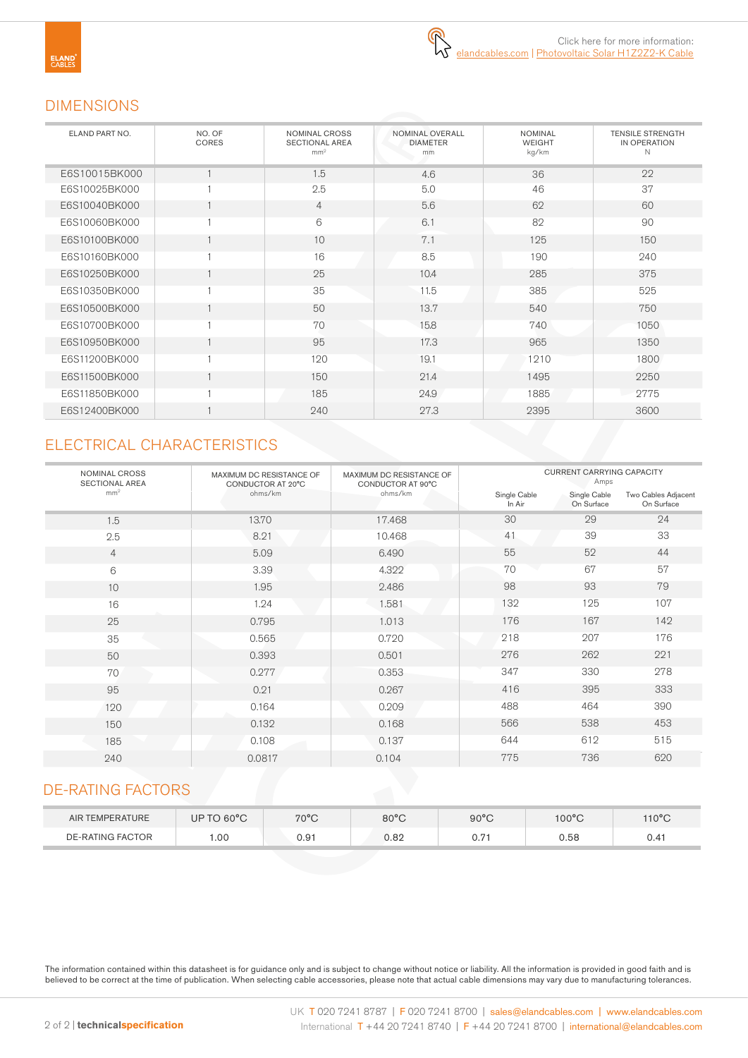Click here for more information:
elandcables.com | Photovoltaic Solar H1Z2Z2-K Cable

## DIMENSIONS

| ELAND PART NO. | NO. OF CORES | NOMINAL CROSS SECTIONAL AREA mm² | NOMINAL OVERALL DIAMETER mm | NOMINAL WEIGHT kg/km | TENSILE STRENGTH IN OPERATION N |
|---|---|---|---|---|---|
| E6S10015BK000 | 1 | 1.5 | 4.6 | 36 | 22 |
| E6S10025BK000 | 1 | 2.5 | 5.0 | 46 | 37 |
| E6S10040BK000 | 1 | 4 | 5.6 | 62 | 60 |
| E6S10060BK000 | 1 | 6 | 6.1 | 82 | 90 |
| E6S10100BK000 | 1 | 10 | 7.1 | 125 | 150 |
| E6S10160BK000 | 1 | 16 | 8.5 | 190 | 240 |
| E6S10250BK000 | 1 | 25 | 10.4 | 285 | 375 |
| E6S10350BK000 | 1 | 35 | 11.5 | 385 | 525 |
| E6S10500BK000 | 1 | 50 | 13.7 | 540 | 750 |
| E6S10700BK000 | 1 | 70 | 15.8 | 740 | 1050 |
| E6S10950BK000 | 1 | 95 | 17.3 | 965 | 1350 |
| E6S11200BK000 | 1 | 120 | 19.1 | 1210 | 1800 |
| E6S11500BK000 | 1 | 150 | 21.4 | 1495 | 2250 |
| E6S11850BK000 | 1 | 185 | 24.9 | 1885 | 2775 |
| E6S12400BK000 | 1 | 240 | 27.3 | 2395 | 3600 |

## ELECTRICAL CHARACTERISTICS

| NOMINAL CROSS SECTIONAL AREA mm² | MAXIMUM DC RESISTANCE OF CONDUCTOR AT 20°C ohms/km | MAXIMUM DC RESISTANCE OF CONDUCTOR AT 90°C ohms/km | CURRENT CARRYING CAPACITY Amps | | |
|---|---|---|---|---|---|
| | | | Single Cable In Air | Single Cable On Surface | Two Cables Adjacent On Surface |
| 1.5 | 13.70 | 17.468 | 30 | 29 | 24 |
| 2.5 | 8.21 | 10.468 | 41 | 39 | 33 |
| 4 | 5.09 | 6.490 | 55 | 52 | 44 |
| 6 | 3.39 | 4.322 | 70 | 67 | 57 |
| 10 | 1.95 | 2.486 | 98 | 93 | 79 |
| 16 | 1.24 | 1.581 | 132 | 125 | 107 |
| 25 | 0.795 | 1.013 | 176 | 167 | 142 |
| 35 | 0.565 | 0.720 | 218 | 207 | 176 |
| 50 | 0.393 | 0.501 | 276 | 262 | 221 |
| 70 | 0.277 | 0.353 | 347 | 330 | 278 |
| 95 | 0.21 | 0.267 | 416 | 395 | 333 |
| 120 | 0.164 | 0.209 | 488 | 464 | 390 |
| 150 | 0.132 | 0.168 | 566 | 538 | 453 |
| 185 | 0.108 | 0.137 | 644 | 612 | 515 |
| 240 | 0.0817 | 0.104 | 775 | 736 | 620 |

## DE-RATING FACTORS

| AIR TEMPERATURE | UP TO 60°C | 70°C | 80°C | 90°C | 100°C | 110°C |
|---|---|---|---|---|---|---|
| DE-RATING FACTOR | 1.00 | 0.91 | 0.82 | 0.71 | 0.58 | 0.41 |

The information contained within this datasheet is for guidance only and is subject to change without notice or liability. All the information is provided in good faith and is believed to be correct at the time of publication. When selecting cable accessories, please note that actual cable dimensions may vary due to manufacturing tolerances.

UK T 020 7241 8787 | F 020 7241 8700 | sales@elandcables.com | www.elandcables.com
International T +44 20 7241 8740 | F +44 20 7241 8700 | international@elandcables.com